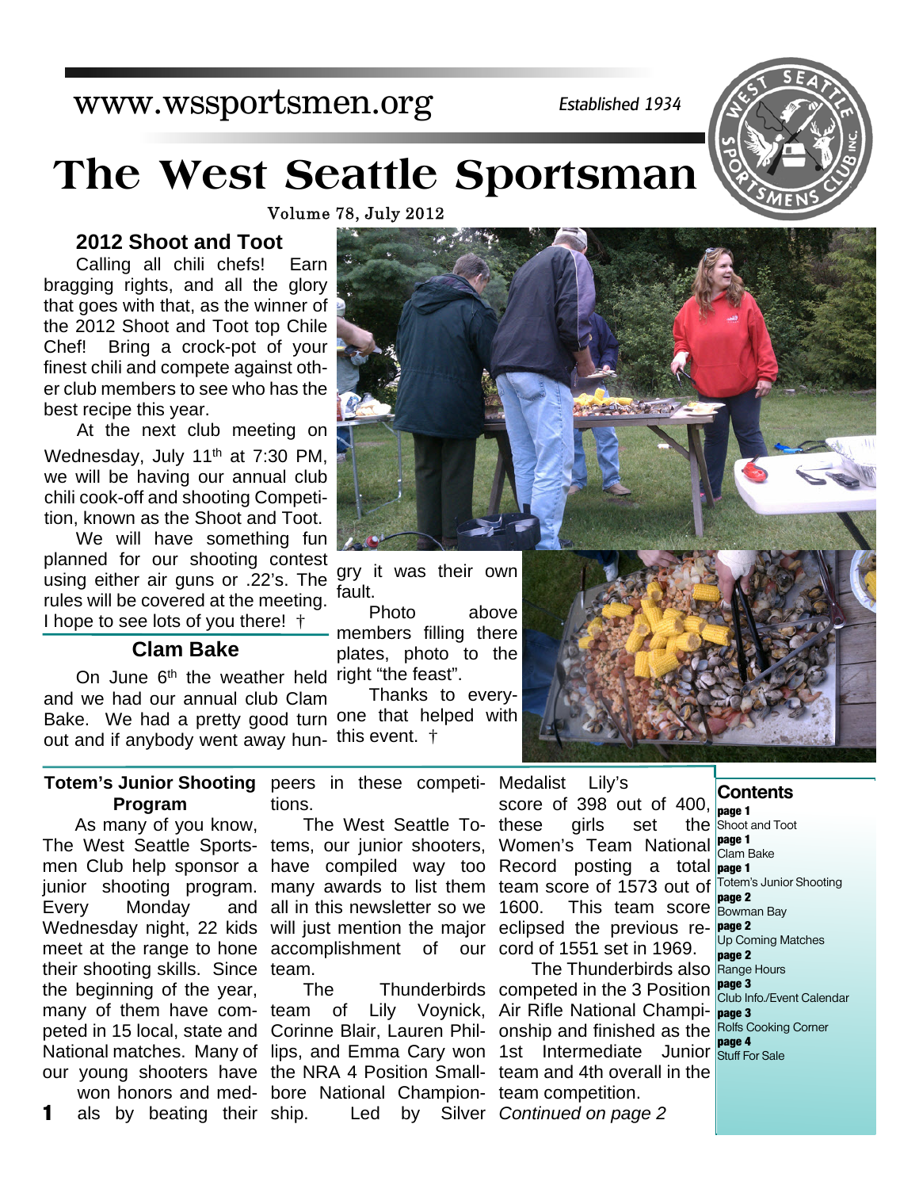www.wssportsmen.org

*Established 1934*

# The West Seattle Sportsman

Volume 78, July 2012

## 2012 Shoot and Toot

Calling all chili chefs! Earn bragging rights, and all the glory that goes with that, as the winner of the 2012 Shoot and Toot top Chile Chef! Bring a crock-pot of your finest chili and compete against other club members to see who has the best recipe this year.

At the next club meeting on Wednesday, July 11th at 7:30 PM, we will be having our annual club chili cook-off and shooting Competition, known as the Shoot and Toot.

We will have something fun planned for our shooting contest using either air guns or .22's. The rules will be covered at the meeting. I hope to see lots of you there! †

## Clam Bake

On June 6th the weather held and we had our annual club Clam Bake. We had a pretty good turn out and if anybody went away hungry it was their own fault.

Photo above members filling there plates, photo to the right "the feast".

Thanks to everyone that helped with this event. †

## Totem's Junior Shooting Program

As many of you know, The West Seattle Sportsmen Club help sponsor a junior shooting program. Every Monday and Wednesday night, 22 kids meet at the range to hone their shooting skills. Since the beginning of the year, many of them have competed in 15 local, state and National matches. Many of our young shooters have won honors and medals by beating their peers in these competitions.

The West Seattle Totems, our junior shooters, have compiled way too many awards to list them all in this newsletter so we will just mention the major accomplishment of our team.

The Thunderbirds team of Lily Voynick, Corinne Blair, Lauren Phillips, and Emma Cary won the NRA 4 Position Smallbore National Championship. Led by Silver Medalist Lily's score of 398 out of 400, these girls set the Women's Team National Record posting a total team score of 1573 out of 1600. This team score eclipsed the previous record of 1551 set in 1969.

The Thunderbirds also competed in the 3 Position Air Rifle National Championship and finished as the 1st Intermediate Junior team and 4th overall in the team competition.

*Continued on page 2*

## Contents

- **page 1** Shoot and Toot
- **page 1** Clam Bake
- **page 1** Totem's Junior Shooting
- **page 2** Bowman Bay
- **page 2** Up Coming Matches
- **page 2** Range Hours
- **page 3** Club Info./Event Calendar
- **page 3** Rolfs Cooking Corner
- **page 4** Stuff For Sale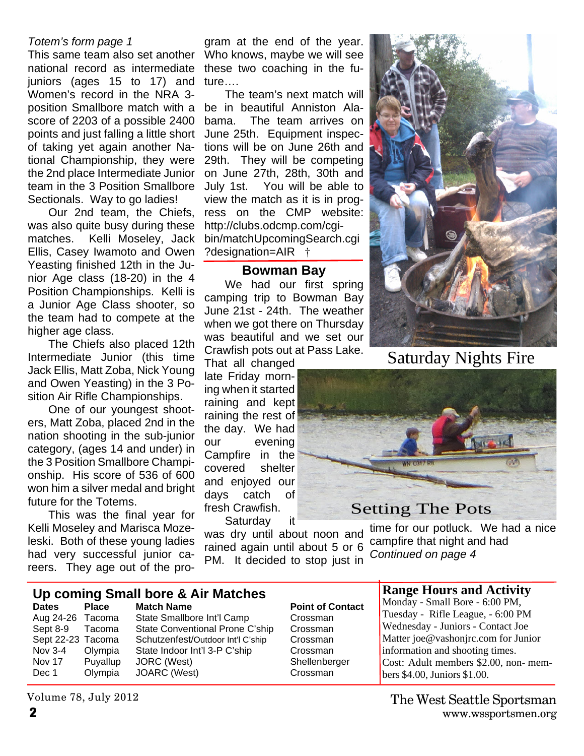*Totem's form page 1*

This same team also set another national record as intermediate juniors (ages 15 to 17) and Women's record in the NRA 3-position Smallbore match with a score of 2203 of a possible 2400 points and just falling a little short of taking yet again another National Championship, they were the 2nd place Intermediate Junior team in the 3 Position Smallbore Sectionals. Way to go ladies!

Our 2nd team, the Chiefs, was also quite busy during these matches. Kelli Moseley, Jack Ellis, Casey Iwamoto and Owen Yeasting finished 12th in the Junior Age class (18-20) in the 4 Position Championships. Kelli is a Junior Age Class shooter, so the team had to compete at the higher age class.

The Chiefs also placed 12th Intermediate Junior (this time Jack Ellis, Matt Zoba, Nick Young and Owen Yeasting) in the 3 Position Air Rifle Championships.

One of our youngest shooters, Matt Zoba, placed 2nd in the nation shooting in the sub-junior category, (ages 14 and under) in the 3 Position Smallbore Championship. His score of 536 of 600 won him a silver medal and bright future for the Totems.

This was the final year for Kelli Moseley and Marisca Mozeleski. Both of these young ladies had very successful junior careers. They age out of the program at the end of the year. Who knows, maybe we will see these two coaching in the future….

The team's next match will be in beautiful Anniston Alabama. The team arrives on June 25th. Equipment inspections will be on June 26th and 29th. They will be competing on June 27th, 28th, 30th and July 1st. You will be able to view the match as it is in progress on the CMP website: http://clubs.odcmp.com/cgi-bin/matchUpcomingSearch.cgi?designation=AIR †

## Bowman Bay

We had our first spring camping trip to Bowman Bay June 21st - 24th. The weather when we got there on Thursday was beautiful and we set our Crawfish pots out at Pass Lake. That all changed late Friday morning when it started raining and kept raining the rest of the day. We had our evening Campfire in the covered shelter and enjoyed our days catch of fresh Crawfish.

Saturday it was dry until about noon and rained again until about 5 or 6 PM. It decided to stop just in time for our potluck. We had a nice campfire that night and had *Continued on page 4*

Saturday Nights Fire

Setting The Pots

## Up coming Small bore & Air Matches

| Dates | Place | Match Name | Point of Contact |
|---|---|---|---|
| Aug 24-26 | Tacoma | State Smallbore Int'l Camp | Crossman |
| Sept 8-9 | Tacoma | State Conventional Prone C'ship | Crossman |
| Sept 22-23 | Tacoma | Schutzenfest/Outdoor Int'l C'ship | Crossman |
| Nov 3-4 | Olympia | State Indoor Int'l 3-P C'ship | Crossman |
| Nov 17 | Puyallup | JORC (West) | Shellenberger |
| Dec 1 | Olympia | JOARC (West) | Crossman |

## Range Hours and Activity

Monday - Small Bore - 6:00 PM,
Tuesday - Rifle League, - 6:00 PM
Wednesday - Juniors - Contact Joe Matter joe@vashonjrc.com for Junior information and shooting times.
Cost: Adult members $2.00, non-members $4.00, Juniors $1.00.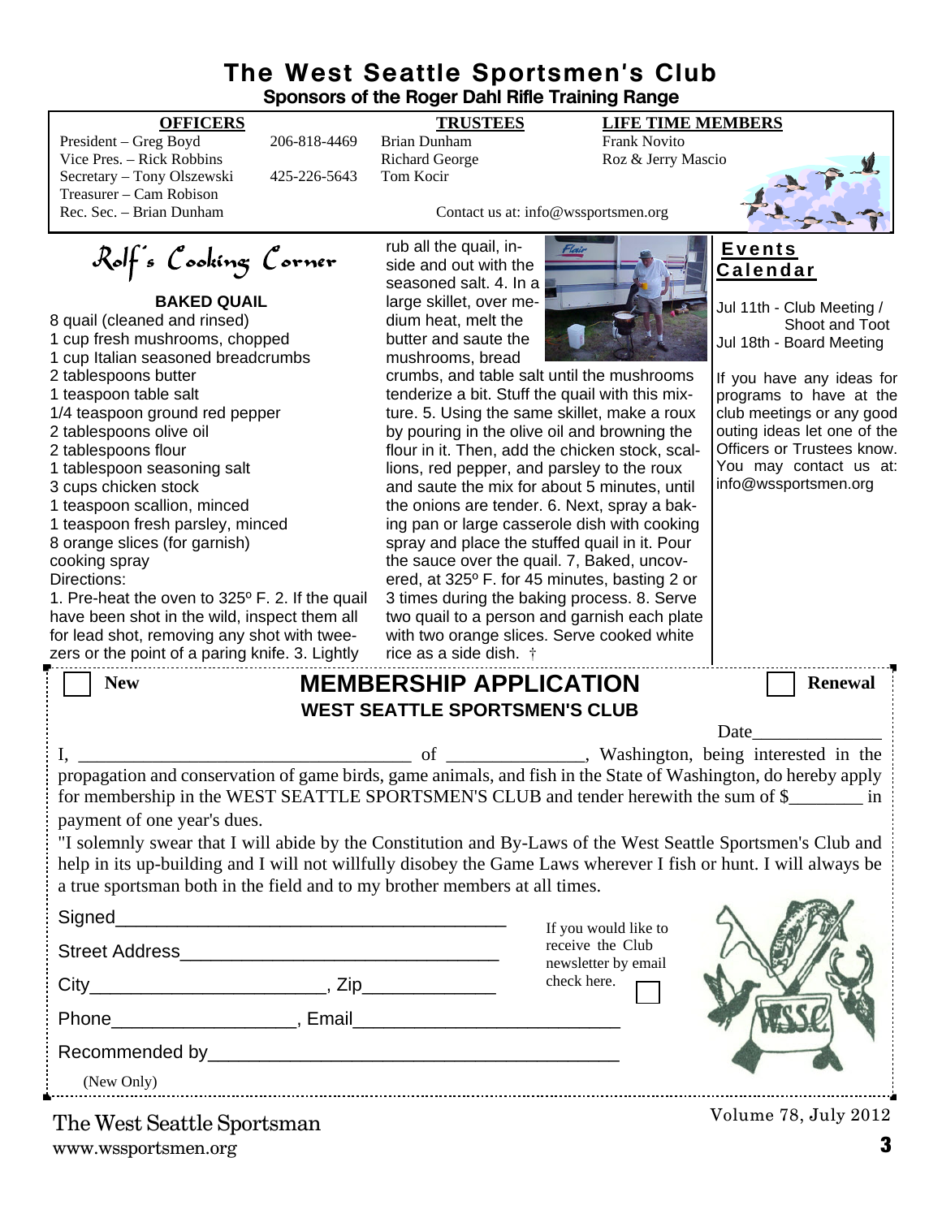# The West Seattle Sportsmen's Club

**Sponsors of the Roger Dahl Rifle Training Range**

| OFFICERS | | TRUSTEES | LIFE TIME MEMBERS |
|---|---|---|---|
| President – Greg Boyd | 206-818-4469 | Brian Dunham | Frank Novito |
| Vice Pres. – Rick Robbins | | Richard George | Roz & Jerry Mascio |
| Secretary – Tony Olszewski | 425-226-5643 | Tom Kocir | |
| Treasurer – Cam Robison | | | |
| Rec. Sec. – Brian Dunham | | | |

Contact us at: info@wssportsmen.org

## Rolf's Cooking Corner

### BAKED QUAIL

8 quail (cleaned and rinsed)
1 cup fresh mushrooms, chopped
1 cup Italian seasoned breadcrumbs
2 tablespoons butter
1 teaspoon table salt
1/4 teaspoon ground red pepper
2 tablespoons olive oil
2 tablespoons flour
1 tablespoon seasoning salt
3 cups chicken stock
1 teaspoon scallion, minced
1 teaspoon fresh parsley, minced
8 orange slices (for garnish)
cooking spray

Directions:

1. Pre-heat the oven to 325º F. 2. If the quail have been shot in the wild, inspect them all for lead shot, removing any shot with tweezers or the point of a paring knife. 3. Lightly rub all the quail, inside and out with the seasoned salt. 4. In a large skillet, over medium heat, melt the butter and saute the mushrooms, bread crumbs, and table salt until the mushrooms tenderize a bit. Stuff the quail with this mixture. 5. Using the same skillet, make a roux by pouring in the olive oil and browning the flour in it. Then, add the chicken stock, scallions, red pepper, and parsley to the roux and saute the mix for about 5 minutes, until the onions are tender. 6. Next, spray a baking pan or large casserole dish with cooking spray and place the stuffed quail in it. Pour the sauce over the quail. 7, Baked, uncovered, at 325º F. for 45 minutes, basting 2 or 3 times during the baking process. 8. Serve two quail to a person and garnish each plate with two orange slices. Serve cooked white rice as a side dish. †

## Events Calendar

Jul 11th - Club Meeting / Shoot and Toot
Jul 18th - Board Meeting

If you have any ideas for programs to have at the club meetings or any good outing ideas let one of the Officers or Trustees know. You may contact us at: info@wssportsmen.org

---

☐ **New** ☐ **Renewal**

## MEMBERSHIP APPLICATION

### WEST SEATTLE SPORTSMEN'S CLUB

Date______________

I, ____________________________________ of _______________, Washington, being interested in the propagation and conservation of game birds, game animals, and fish in the State of Washington, do hereby apply for membership in the WEST SEATTLE SPORTSMEN'S CLUB and tender herewith the sum of $________ in payment of one year's dues.

"I solemnly swear that I will abide by the Constitution and By-Laws of the West Seattle Sportsmen's Club and help in its up-building and I will not willfully disobey the Game Laws wherever I fish or hunt. I will always be a true sportsman both in the field and to my brother members at all times.

Signed_______________________________________

Street Address________________________________

City_______________________, Zip_____________

Phone__________________, Email_________________________

Recommended by_______________________________________
(New Only)

If you would like to receive the Club newsletter by email check here. ☐

The West Seattle Sportsman
www.wssportsmen.org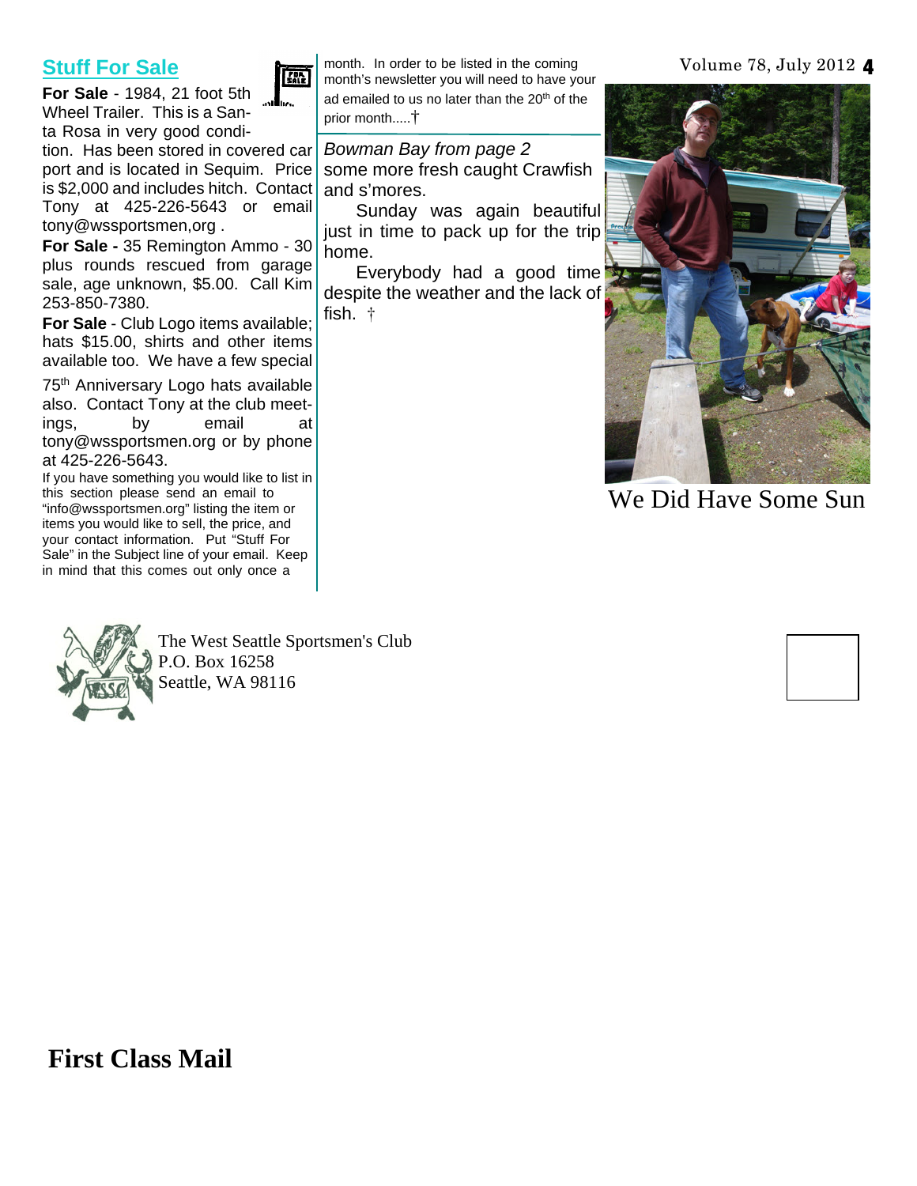## Stuff For Sale

**For Sale** - 1984, 21 foot 5th Wheel Trailer. This is a Santa Rosa in very good condition. Has been stored in covered car port and is located in Sequim. Price is $2,000 and includes hitch. Contact Tony at 425-226-5643 or email tony@wssportsmen,org .

**For Sale -** 35 Remington Ammo - 30 plus rounds rescued from garage sale, age unknown, $5.00. Call Kim 253-850-7380.

**For Sale** - Club Logo items available; hats $15.00, shirts and other items available too. We have a few special 75th Anniversary Logo hats available also. Contact Tony at the club meetings, by email at tony@wssportsmen.org or by phone at 425-226-5643.

If you have something you would like to list in this section please send an email to "info@wssportsmen.org" listing the item or items you would like to sell, the price, and your contact information. Put "Stuff For Sale" in the Subject line of your email. Keep in mind that this comes out only once a month. In order to be listed in the coming month's newsletter you will need to have your ad emailed to us no later than the 20th of the prior month.....†

*Bowman Bay from page 2*

some more fresh caught Crawfish and s'mores.

Sunday was again beautiful just in time to pack up for the trip home.

Everybody had a good time despite the weather and the lack of fish. †

We Did Have Some Sun

The West Seattle Sportsmen's Club
P.O. Box 16258
Seattle, WA 98116

**First Class Mail**